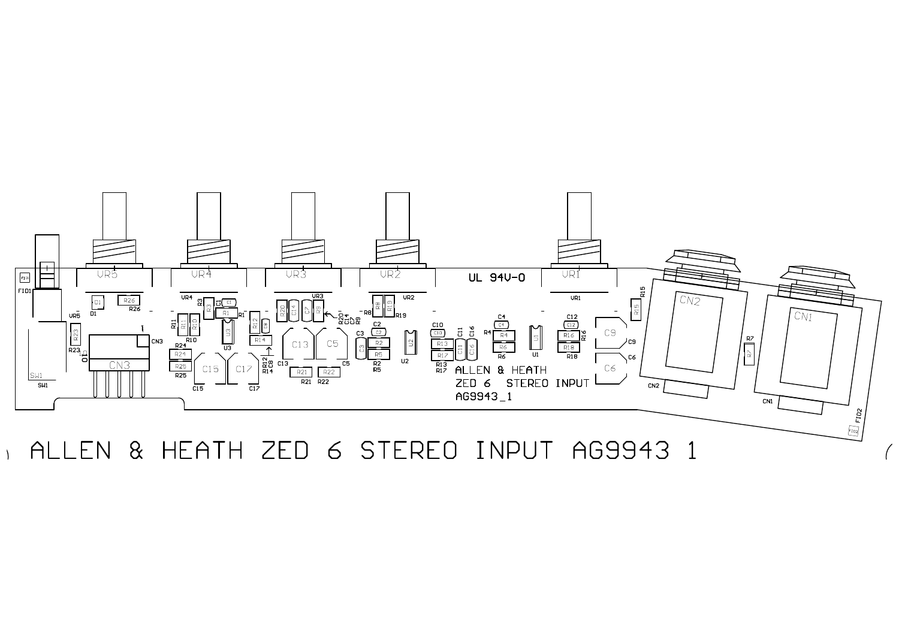ALLEN & HEATH ZED 6 STEREO INPUT AG9943 1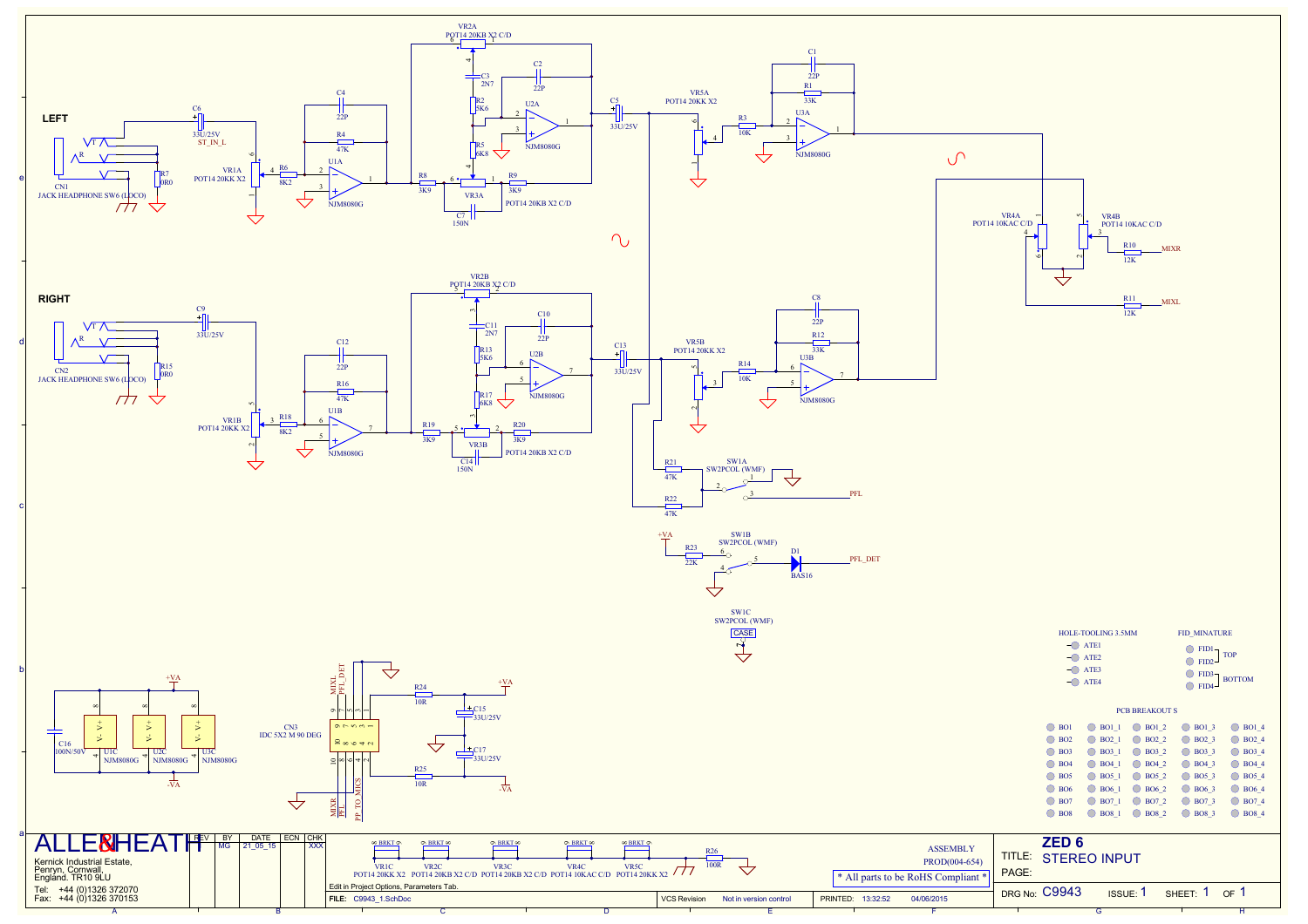LEFT

CN1
JACK HEADPHONE SW6 (LOCO)

C6 33U/25V ST_IN_L

R7 0R0

VR1A POT14 20KK X2

R6 8K2

C4 22P

R4 47K

U1A NJM8080G

R8 3K9

VR2A POT14 20KB X2 C/D

C3 2N7

R2 5K6

R5 6K8

C2 22P

U2A NJM8080G

VR3A POT14 20KB X2 C/D

R9 3K9

C7 150N

C5 33U/25V

VR5A POT14 20KK X2

R3 10K

C1 22P

R1 33K

U3A NJM8080G

VR4A POT14 10KAC C/D

VR4B POT14 10KAC C/D

R10 12K MIXR

R11 12K MIXL

RIGHT

CN2
JACK HEADPHONE SW6 (LOCO)

C9 33U/25V

R15 0R0

VR1B POT14 20KK X2

R18 8K2

C12 22P

R16 47K

U1B NJM8080G

R19 3K9

VR2B POT14 20KB X2 C/D

C11 2N7

R13 5K6

R17 6K8

C10 22P

U2B NJM8080G

VR3B POT14 20KB X2 C/D

R20 3K9

C14 150N

C13 33U/25V

VR5B POT14 20KK X2

R14 10K

C8 22P

R12 33K

U3B NJM8080G

R21 47K

R22 47K

SW1A SW2PCOL (WMF)

PFL

+VA

R23 22K

SW1B SW2PCOL (WMF)

D1 BAS16

PFL_DET

SW1C SW2PCOL (WMF)

CASE

+VA

C16 100N/50V

U1C NJM8080G

U2C NJM8080G

U3C NJM8080G

-VA

CN3
IDC 5X2 M 90 DEG

MIXL PFL_DET MIXR PFL PP TO MICS

R24 10R

+VA

C15 33U/25V

C17 33U/25V

R25 10R

-VA

HOLE-TOOLING 3.5MM

ATE1 ATE2 ATE3 ATE4

FID_MINATURE

FID1 FID2 TOP

FID3 FID4 BOTTOM

PCB BREAKOUT S

| BO1 | BO1_1 | BO1_2 | BO1_3 | BO1_4 |
|---|---|---|---|---|
| BO2 | BO2_1 | BO2_2 | BO2_3 | BO2_4 |
| BO3 | BO3_1 | BO3_2 | BO3_3 | BO3_4 |
| BO4 | BO4_1 | BO4_2 | BO4_3 | BO4_4 |
| BO5 | BO5_1 | BO5_2 | BO5_3 | BO5_4 |
| BO6 | BO6_1 | BO6_2 | BO6_3 | BO6_4 |
| BO7 | BO7_1 | BO7_2 | BO7_3 | BO7_4 |
| BO8 | BO8_1 | BO8_2 | BO8_3 | BO8_4 |

VR1C POT14 20KK X2 BRKT

VR2C POT14 20KB X2 C/D BRKT

VR3C POT14 20KB X2 C/D BRKT

VR4C POT14 10KAC C/D BRKT

VR5C POT14 20KK X2 BRKT

R26 100R

ASSEMBLY
PROD(004-654)

* All parts to be RoHS Compliant *

Edit in Project Options, Parameters Tab.

ALLEN&HEATH

Kernick Industrial Estate,
Penryn, Cornwall,
England. TR10 9LU

Tel: +44 (0)1326 372070
Fax: +44 (0)1326 370153

| REV | BY | DATE | ECN | CHK |
|---|---|---|---|---|
| | MG | 21_05_15 | | XXX |

FILE: C9943_1.SchDoc

VCS Revision: Not in version control

PRINTED: 13:32:52 04/06/2015

ZED 6

TITLE: STEREO INPUT

PAGE:

DRG No: C9943 ISSUE: 1 SHEET: 1 OF 1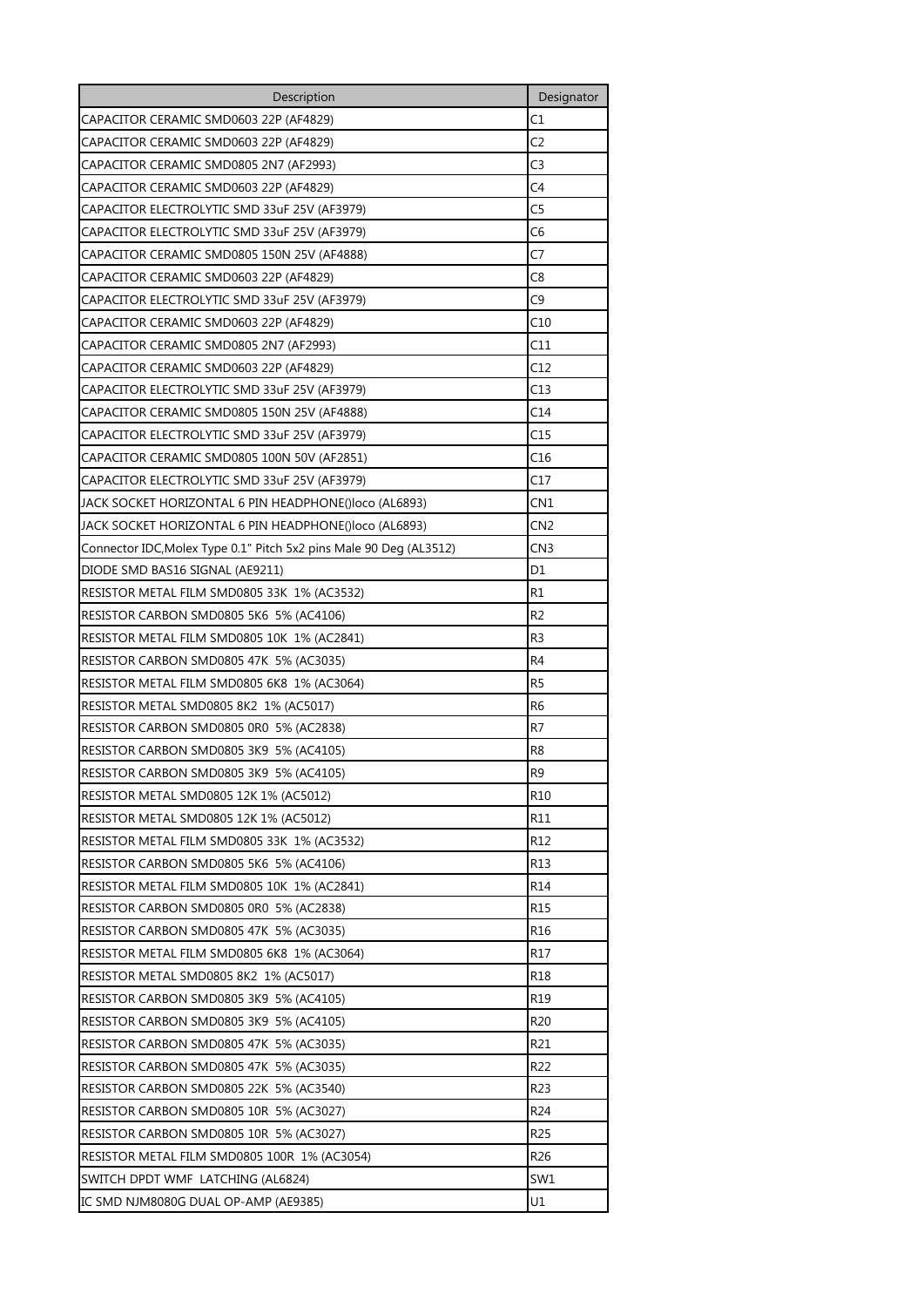| Description | Designator |
|---|---|
| CAPACITOR CERAMIC SMD0603 22P (AF4829) | C1 |
| CAPACITOR CERAMIC SMD0603 22P (AF4829) | C2 |
| CAPACITOR CERAMIC SMD0805 2N7 (AF2993) | C3 |
| CAPACITOR CERAMIC SMD0603 22P (AF4829) | C4 |
| CAPACITOR ELECTROLYTIC SMD 33uF 25V (AF3979) | C5 |
| CAPACITOR ELECTROLYTIC SMD 33uF 25V (AF3979) | C6 |
| CAPACITOR CERAMIC SMD0805 150N 25V (AF4888) | C7 |
| CAPACITOR CERAMIC SMD0603 22P (AF4829) | C8 |
| CAPACITOR ELECTROLYTIC SMD 33uF 25V (AF3979) | C9 |
| CAPACITOR CERAMIC SMD0603 22P (AF4829) | C10 |
| CAPACITOR CERAMIC SMD0805 2N7 (AF2993) | C11 |
| CAPACITOR CERAMIC SMD0603 22P (AF4829) | C12 |
| CAPACITOR ELECTROLYTIC SMD 33uF 25V (AF3979) | C13 |
| CAPACITOR CERAMIC SMD0805 150N 25V (AF4888) | C14 |
| CAPACITOR ELECTROLYTIC SMD 33uF 25V (AF3979) | C15 |
| CAPACITOR CERAMIC SMD0805 100N 50V (AF2851) | C16 |
| CAPACITOR ELECTROLYTIC SMD 33uF 25V (AF3979) | C17 |
| JACK SOCKET HORIZONTAL 6 PIN HEADPHONE()loco (AL6893) | CN1 |
| JACK SOCKET HORIZONTAL 6 PIN HEADPHONE()loco (AL6893) | CN2 |
| Connector IDC,Molex Type 0.1" Pitch 5x2 pins Male 90 Deg (AL3512) | CN3 |
| DIODE SMD BAS16 SIGNAL (AE9211) | D1 |
| RESISTOR METAL FILM SMD0805 33K 1% (AC3532) | R1 |
| RESISTOR CARBON SMD0805 5K6 5% (AC4106) | R2 |
| RESISTOR METAL FILM SMD0805 10K 1% (AC2841) | R3 |
| RESISTOR CARBON SMD0805 47K 5% (AC3035) | R4 |
| RESISTOR METAL FILM SMD0805 6K8 1% (AC3064) | R5 |
| RESISTOR METAL SMD0805 8K2 1% (AC5017) | R6 |
| RESISTOR CARBON SMD0805 0R0 5% (AC2838) | R7 |
| RESISTOR CARBON SMD0805 3K9 5% (AC4105) | R8 |
| RESISTOR CARBON SMD0805 3K9 5% (AC4105) | R9 |
| RESISTOR METAL SMD0805 12K 1% (AC5012) | R10 |
| RESISTOR METAL SMD0805 12K 1% (AC5012) | R11 |
| RESISTOR METAL FILM SMD0805 33K 1% (AC3532) | R12 |
| RESISTOR CARBON SMD0805 5K6 5% (AC4106) | R13 |
| RESISTOR METAL FILM SMD0805 10K 1% (AC2841) | R14 |
| RESISTOR CARBON SMD0805 0R0 5% (AC2838) | R15 |
| RESISTOR CARBON SMD0805 47K 5% (AC3035) | R16 |
| RESISTOR METAL FILM SMD0805 6K8 1% (AC3064) | R17 |
| RESISTOR METAL SMD0805 8K2 1% (AC5017) | R18 |
| RESISTOR CARBON SMD0805 3K9 5% (AC4105) | R19 |
| RESISTOR CARBON SMD0805 3K9 5% (AC4105) | R20 |
| RESISTOR CARBON SMD0805 47K 5% (AC3035) | R21 |
| RESISTOR CARBON SMD0805 47K 5% (AC3035) | R22 |
| RESISTOR CARBON SMD0805 22K 5% (AC3540) | R23 |
| RESISTOR CARBON SMD0805 10R 5% (AC3027) | R24 |
| RESISTOR CARBON SMD0805 10R 5% (AC3027) | R25 |
| RESISTOR METAL FILM SMD0805 100R 1% (AC3054) | R26 |
| SWITCH DPDT WMF LATCHING (AL6824) | SW1 |
| IC SMD NJM8080G DUAL OP-AMP (AE9385) | U1 |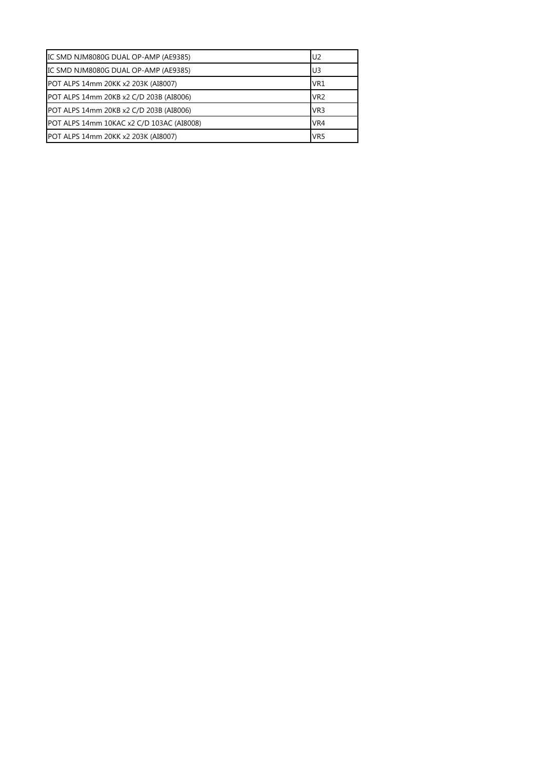| | |
|---|---|
| IC SMD NJM8080G DUAL OP-AMP (AE9385) | U2 |
| IC SMD NJM8080G DUAL OP-AMP (AE9385) | U3 |
| POT ALPS 14mm 20KK x2 203K (AI8007) | VR1 |
| POT ALPS 14mm 20KB x2 C/D 203B (AI8006) | VR2 |
| POT ALPS 14mm 20KB x2 C/D 203B (AI8006) | VR3 |
| POT ALPS 14mm 10KAC x2 C/D 103AC (AI8008) | VR4 |
| POT ALPS 14mm 20KK x2 203K (AI8007) | VR5 |